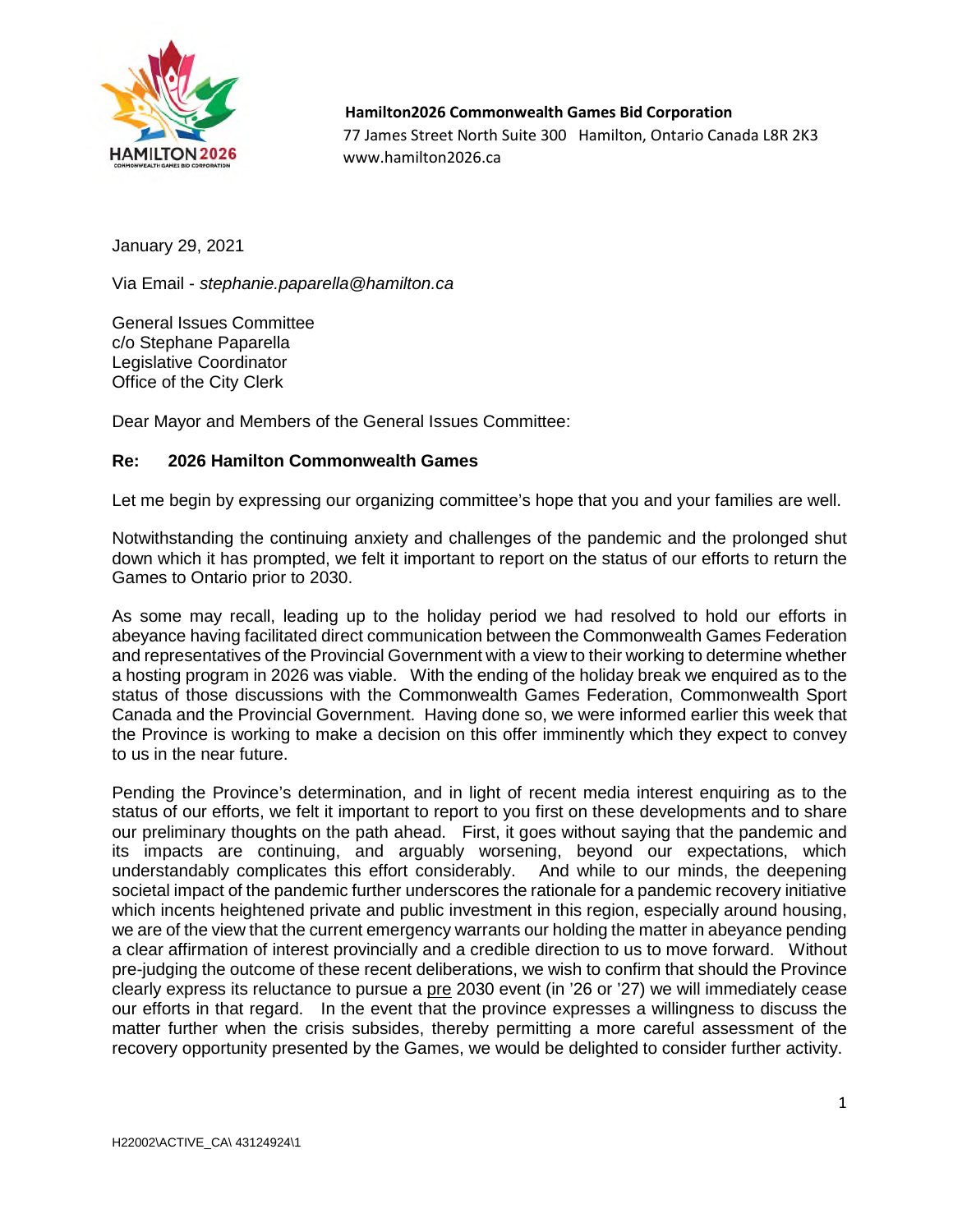**Hamilton2026 Commonwealth Games Bid Corporation**
77 James Street North Suite 300 Hamilton, Ontario Canada L8R 2K3
www.hamilton2026.ca

January 29, 2021

Via Email - *stephanie.paparella@hamilton.ca*

General Issues Committee
c/o Stephane Paparella
Legislative Coordinator
Office of the City Clerk

Dear Mayor and Members of the General Issues Committee:

**Re: 2026 Hamilton Commonwealth Games**

Let me begin by expressing our organizing committee's hope that you and your families are well.

Notwithstanding the continuing anxiety and challenges of the pandemic and the prolonged shut down which it has prompted, we felt it important to report on the status of our efforts to return the Games to Ontario prior to 2030.

As some may recall, leading up to the holiday period we had resolved to hold our efforts in abeyance having facilitated direct communication between the Commonwealth Games Federation and representatives of the Provincial Government with a view to their working to determine whether a hosting program in 2026 was viable. With the ending of the holiday break we enquired as to the status of those discussions with the Commonwealth Games Federation, Commonwealth Sport Canada and the Provincial Government. Having done so, we were informed earlier this week that the Province is working to make a decision on this offer imminently which they expect to convey to us in the near future.

Pending the Province's determination, and in light of recent media interest enquiring as to the status of our efforts, we felt it important to report to you first on these developments and to share our preliminary thoughts on the path ahead. First, it goes without saying that the pandemic and its impacts are continuing, and arguably worsening, beyond our expectations, which understandably complicates this effort considerably. And while to our minds, the deepening societal impact of the pandemic further underscores the rationale for a pandemic recovery initiative which incents heightened private and public investment in this region, especially around housing, we are of the view that the current emergency warrants our holding the matter in abeyance pending a clear affirmation of interest provincially and a credible direction to us to move forward. Without pre-judging the outcome of these recent deliberations, we wish to confirm that should the Province clearly express its reluctance to pursue a <u>pre</u> 2030 event (in '26 or '27) we will immediately cease our efforts in that regard. In the event that the province expresses a willingness to discuss the matter further when the crisis subsides, thereby permitting a more careful assessment of the recovery opportunity presented by the Games, we would be delighted to consider further activity.

H22002\ACTIVE_CA\ 43124924\1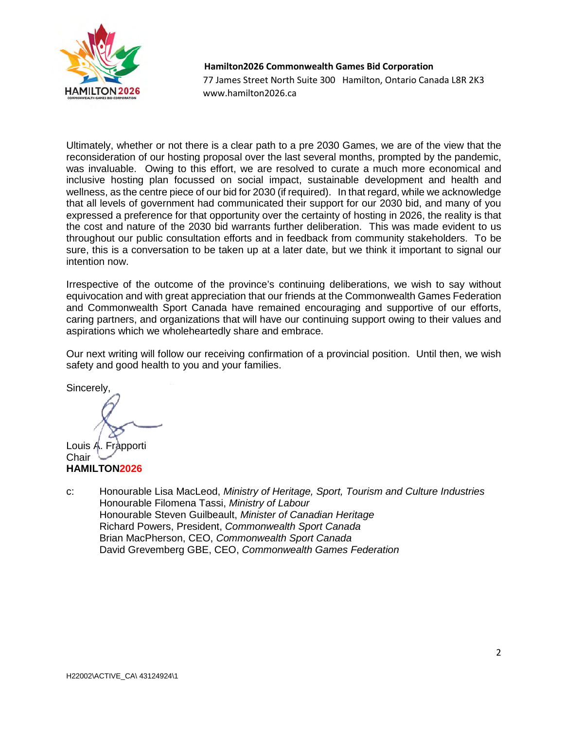**Hamilton2026 Commonwealth Games Bid Corporation**
77 James Street North Suite 300 Hamilton, Ontario Canada L8R 2K3
www.hamilton2026.ca

Ultimately, whether or not there is a clear path to a pre 2030 Games, we are of the view that the reconsideration of our hosting proposal over the last several months, prompted by the pandemic, was invaluable. Owing to this effort, we are resolved to curate a much more economical and inclusive hosting plan focussed on social impact, sustainable development and health and wellness, as the centre piece of our bid for 2030 (if required). In that regard, while we acknowledge that all levels of government had communicated their support for our 2030 bid, and many of you expressed a preference for that opportunity over the certainty of hosting in 2026, the reality is that the cost and nature of the 2030 bid warrants further deliberation. This was made evident to us throughout our public consultation efforts and in feedback from community stakeholders. To be sure, this is a conversation to be taken up at a later date, but we think it important to signal our intention now.

Irrespective of the outcome of the province's continuing deliberations, we wish to say without equivocation and with great appreciation that our friends at the Commonwealth Games Federation and Commonwealth Sport Canada have remained encouraging and supportive of our efforts, caring partners, and organizations that will have our continuing support owing to their values and aspirations which we wholeheartedly share and embrace.

Our next writing will follow our receiving confirmation of a provincial position. Until then, we wish safety and good health to you and your families.

Sincerely,

Louis A. Frapporti
Chair
**HAMILTON2026**

c: Honourable Lisa MacLeod, *Ministry of Heritage, Sport, Tourism and Culture Industries*
Honourable Filomena Tassi, *Ministry of Labour*
Honourable Steven Guilbeault, *Minister of Canadian Heritage*
Richard Powers, President, *Commonwealth Sport Canada*
Brian MacPherson, CEO, *Commonwealth Sport Canada*
David Grevemberg GBE, CEO, *Commonwealth Games Federation*

H22002\ACTIVE_CA\ 43124924\1